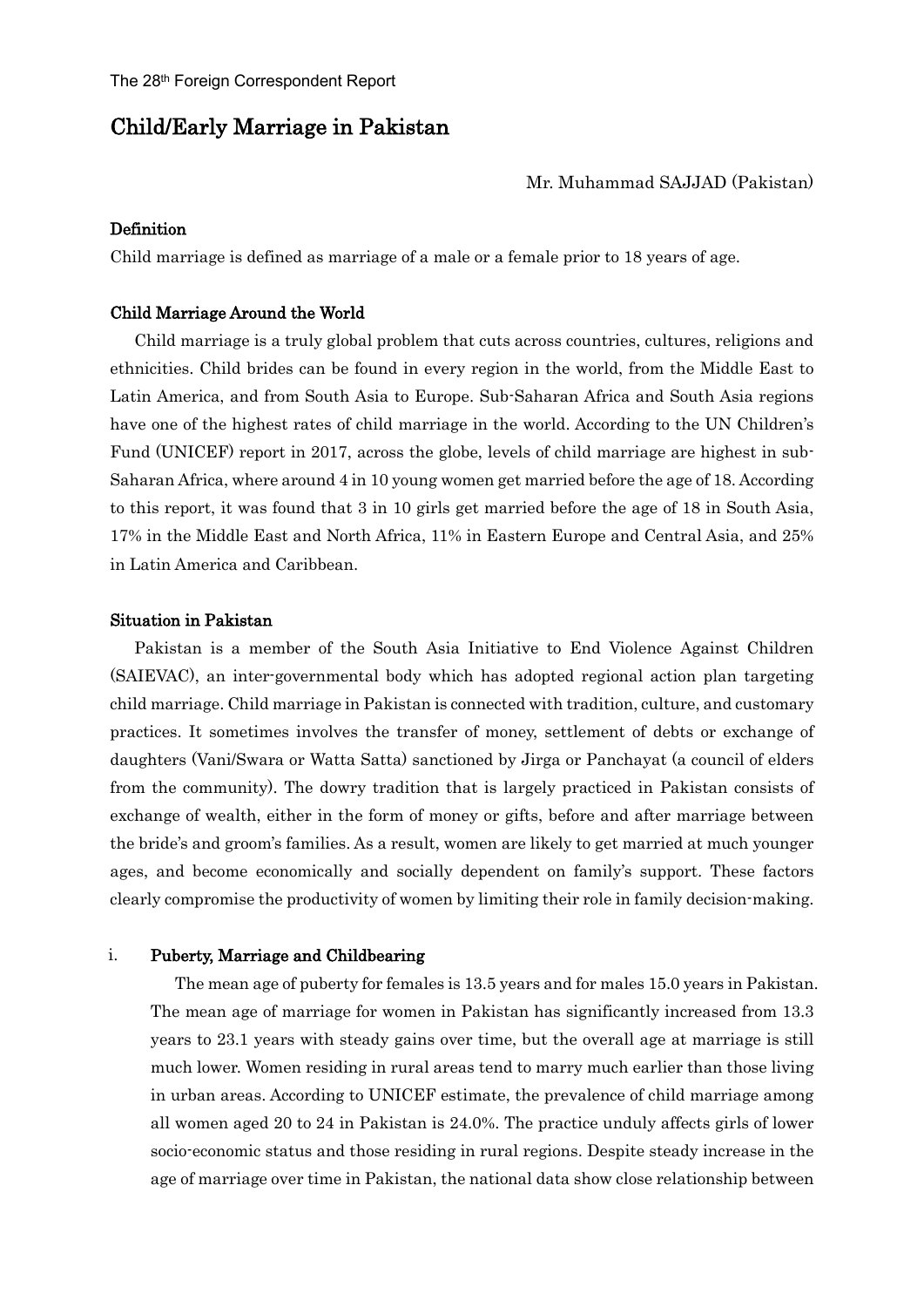The 28th Foreign Correspondent Report

# Child/Early Marriage in Pakistan

Mr. Muhammad SAJJAD (Pakistan)

### Definition

Child marriage is defined as marriage of a male or a female prior to 18 years of age.

### Child Marriage Around the World

Child marriage is a truly global problem that cuts across countries, cultures, religions and ethnicities. Child brides can be found in every region in the world, from the Middle East to Latin America, and from South Asia to Europe. Sub-Saharan Africa and South Asia regions have one of the highest rates of child marriage in the world. According to the UN Children's Fund (UNICEF) report in 2017, across the globe, levels of child marriage are highest in sub-Saharan Africa, where around 4 in 10 young women get married before the age of 18. According to this report, it was found that 3 in 10 girls get married before the age of 18 in South Asia, 17% in the Middle East and North Africa, 11% in Eastern Europe and Central Asia, and 25% in Latin America and Caribbean.

### Situation in Pakistan

Pakistan is a member of the South Asia Initiative to End Violence Against Children (SAIEVAC), an inter-governmental body which has adopted regional action plan targeting child marriage. Child marriage in Pakistan is connected with tradition, culture, and customary practices. It sometimes involves the transfer of money, settlement of debts or exchange of daughters (Vani/Swara or Watta Satta) sanctioned by Jirga or Panchayat (a council of elders from the community). The dowry tradition that is largely practiced in Pakistan consists of exchange of wealth, either in the form of money or gifts, before and after marriage between the bride's and groom's families. As a result, women are likely to get married at much younger ages, and become economically and socially dependent on family's support. These factors clearly compromise the productivity of women by limiting their role in family decision-making.

#### i. Puberty, Marriage and Childbearing

The mean age of puberty for females is 13.5 years and for males 15.0 years in Pakistan. The mean age of marriage for women in Pakistan has significantly increased from 13.3 years to 23.1 years with steady gains over time, but the overall age at marriage is still much lower. Women residing in rural areas tend to marry much earlier than those living in urban areas. According to UNICEF estimate, the prevalence of child marriage among all women aged 20 to 24 in Pakistan is 24.0%. The practice unduly affects girls of lower socio-economic status and those residing in rural regions. Despite steady increase in the age of marriage over time in Pakistan, the national data show close relationship between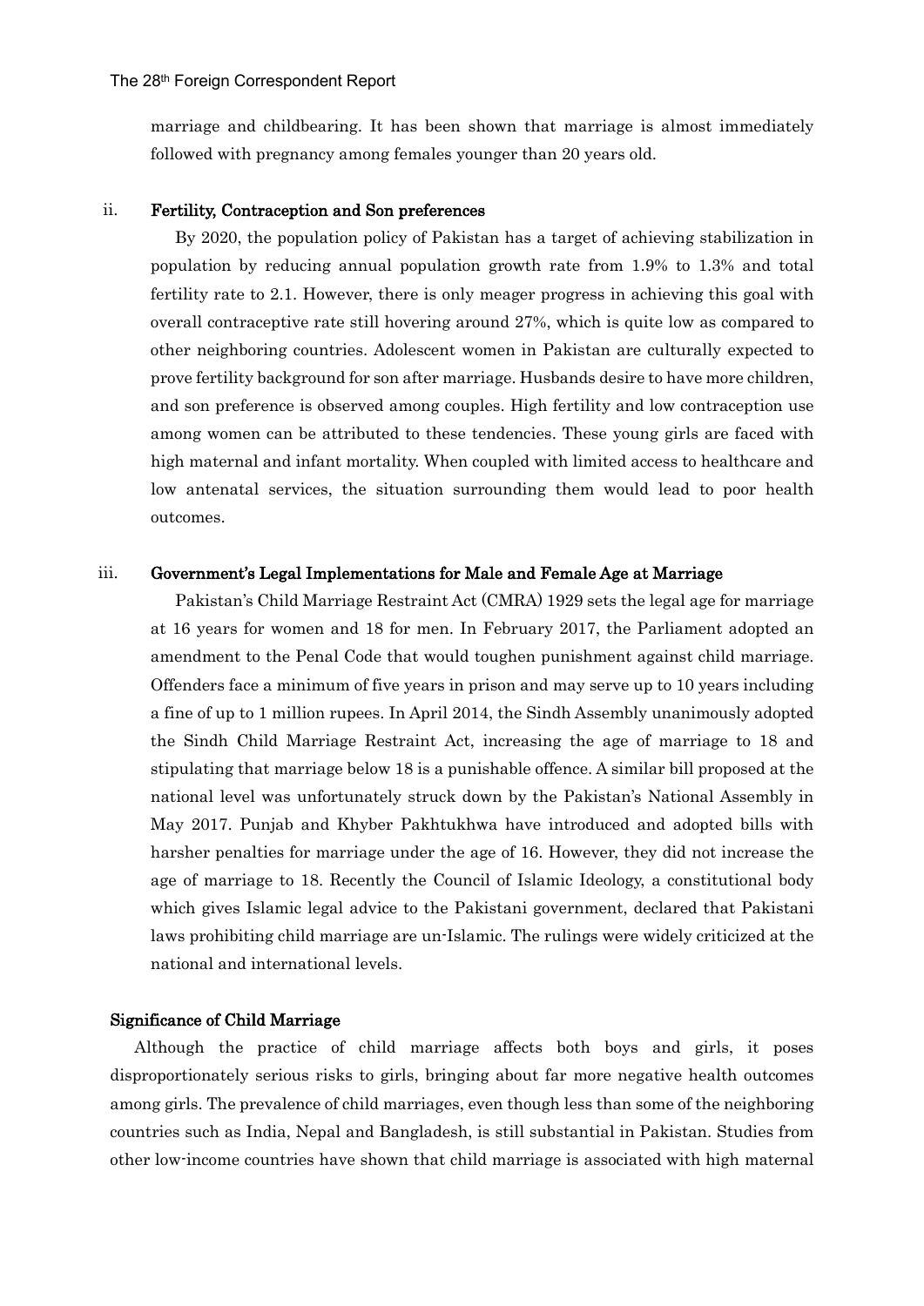marriage and childbearing. It has been shown that marriage is almost immediately followed with pregnancy among females younger than 20 years old.

### ii. Fertility, Contraception and Son preferences

By 2020, the population policy of Pakistan has a target of achieving stabilization in population by reducing annual population growth rate from 1.9% to 1.3% and total fertility rate to 2.1. However, there is only meager progress in achieving this goal with overall contraceptive rate still hovering around 27%, which is quite low as compared to other neighboring countries. Adolescent women in Pakistan are culturally expected to prove fertility background for son after marriage. Husbands desire to have more children, and son preference is observed among couples. High fertility and low contraception use among women can be attributed to these tendencies. These young girls are faced with high maternal and infant mortality. When coupled with limited access to healthcare and low antenatal services, the situation surrounding them would lead to poor health outcomes.

### iii. Government's Legal Implementations for Male and Female Age at Marriage

Pakistan's Child Marriage Restraint Act (CMRA) 1929 sets the legal age for marriage at 16 years for women and 18 for men. In February 2017, the Parliament adopted an amendment to the Penal Code that would toughen punishment against child marriage. Offenders face a minimum of five years in prison and may serve up to 10 years including a fine of up to 1 million rupees. In April 2014, the Sindh Assembly unanimously adopted the Sindh Child Marriage Restraint Act, increasing the age of marriage to 18 and stipulating that marriage below 18 is a punishable offence. A similar bill proposed at the national level was unfortunately struck down by the Pakistan's National Assembly in May 2017. Punjab and Khyber Pakhtukhwa have introduced and adopted bills with harsher penalties for marriage under the age of 16. However, they did not increase the age of marriage to 18. Recently the Council of Islamic Ideology, a constitutional body which gives Islamic legal advice to the Pakistani government, declared that Pakistani laws prohibiting child marriage are un-Islamic. The rulings were widely criticized at the national and international levels.

## Significance of Child Marriage

Although the practice of child marriage affects both boys and girls, it poses disproportionately serious risks to girls, bringing about far more negative health outcomes among girls. The prevalence of child marriages, even though less than some of the neighboring countries such as India, Nepal and Bangladesh, is still substantial in Pakistan. Studies from other low-income countries have shown that child marriage is associated with high maternal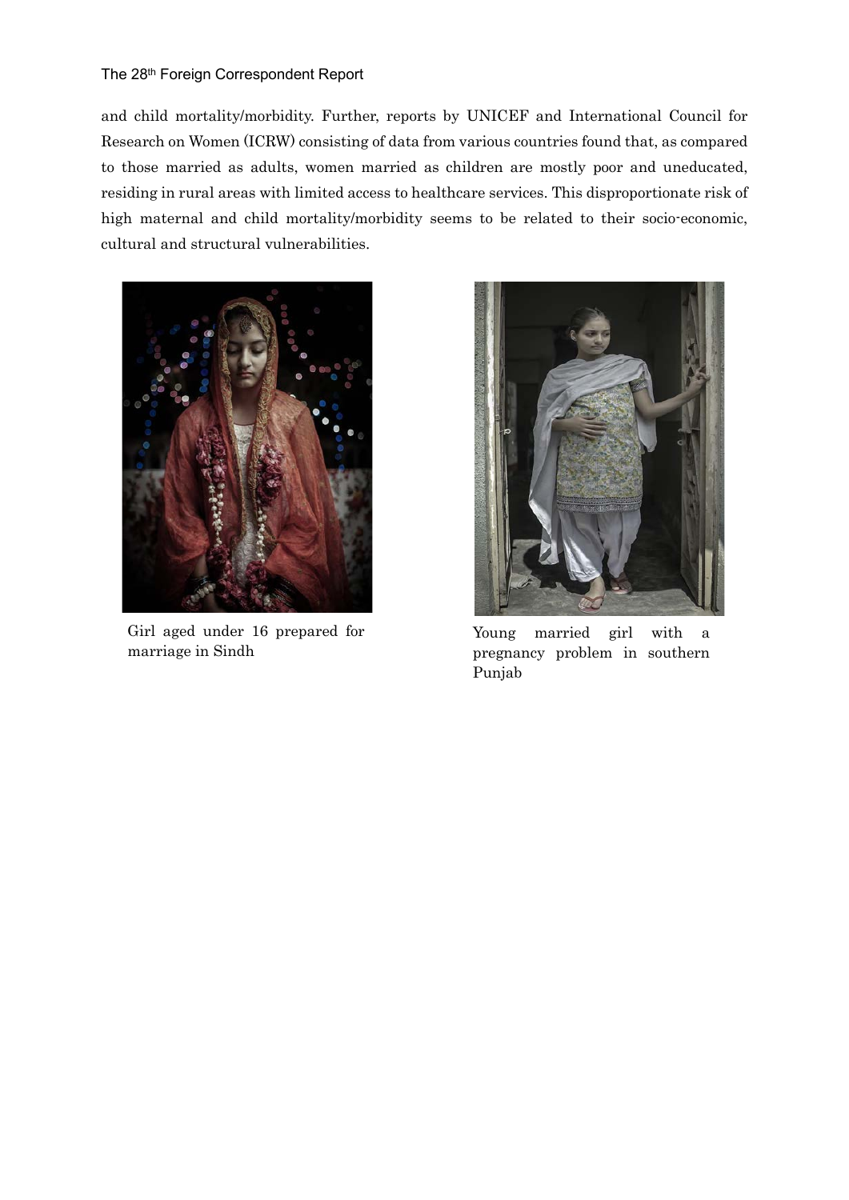and child mortality/morbidity. Further, reports by UNICEF and International Council for Research on Women (ICRW) consisting of data from various countries found that, as compared to those married as adults, women married as children are mostly poor and uneducated, residing in rural areas with limited access to healthcare services. This disproportionate risk of high maternal and child mortality/morbidity seems to be related to their socio-economic, cultural and structural vulnerabilities.

Girl aged under 16 prepared for marriage in Sindh

Young married girl with a pregnancy problem in southern Punjab